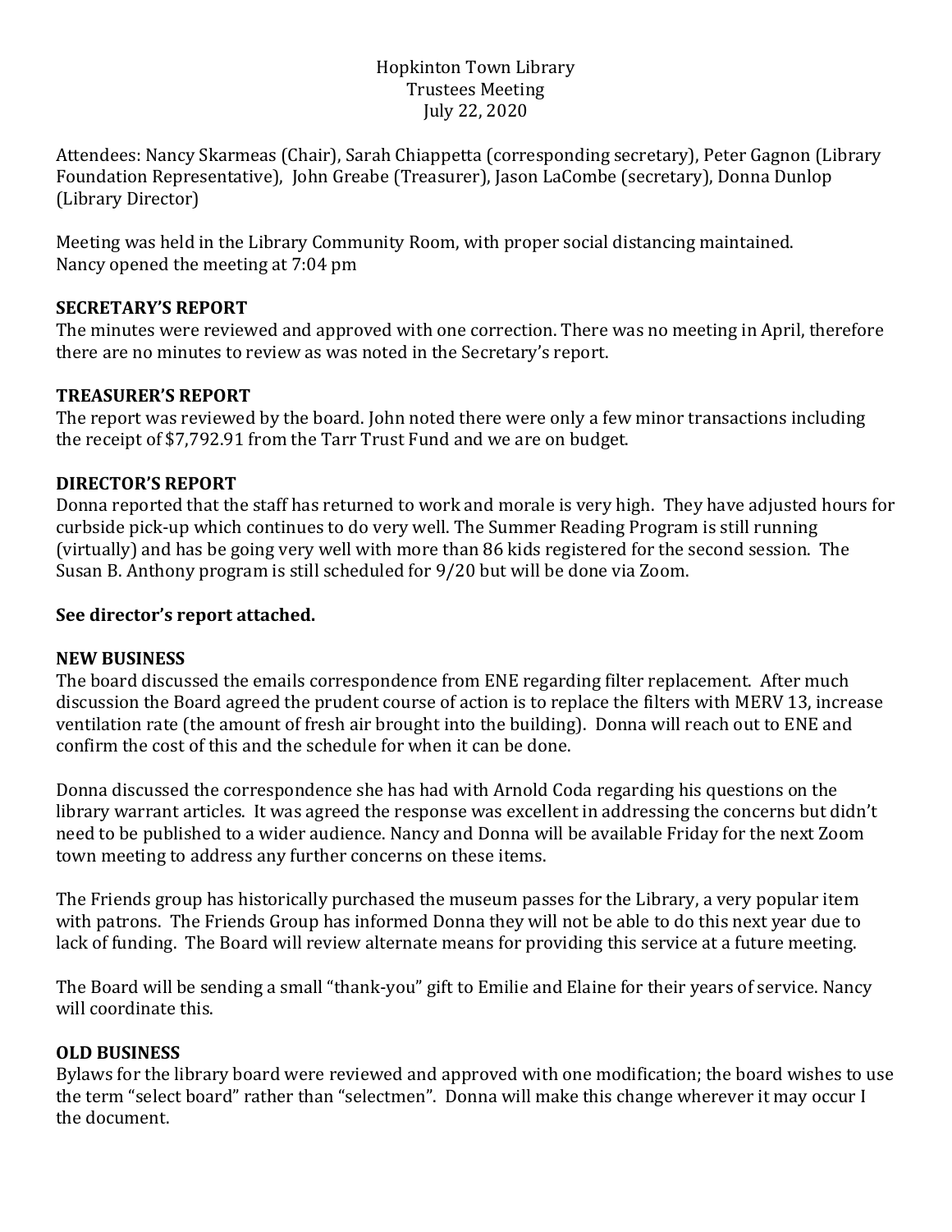Hopkinton Town Library
Trustees Meeting
July 22, 2020

Attendees: Nancy Skarmeas (Chair), Sarah Chiappetta (corresponding secretary), Peter Gagnon (Library Foundation Representative), John Greabe (Treasurer), Jason LaCombe (secretary), Donna Dunlop (Library Director)

Meeting was held in the Library Community Room, with proper social distancing maintained.
Nancy opened the meeting at 7:04 pm

**SECRETARY'S REPORT**

The minutes were reviewed and approved with one correction. There was no meeting in April, therefore there are no minutes to review as was noted in the Secretary's report.

**TREASURER'S REPORT**

The report was reviewed by the board. John noted there were only a few minor transactions including the receipt of $7,792.91 from the Tarr Trust Fund and we are on budget.

**DIRECTOR'S REPORT**

Donna reported that the staff has returned to work and morale is very high. They have adjusted hours for curbside pick-up which continues to do very well. The Summer Reading Program is still running (virtually) and has be going very well with more than 86 kids registered for the second session. The Susan B. Anthony program is still scheduled for 9/20 but will be done via Zoom.

**See director's report attached.**

**NEW BUSINESS**

The board discussed the emails correspondence from ENE regarding filter replacement. After much discussion the Board agreed the prudent course of action is to replace the filters with MERV 13, increase ventilation rate (the amount of fresh air brought into the building). Donna will reach out to ENE and confirm the cost of this and the schedule for when it can be done.

Donna discussed the correspondence she has had with Arnold Coda regarding his questions on the library warrant articles. It was agreed the response was excellent in addressing the concerns but didn't need to be published to a wider audience. Nancy and Donna will be available Friday for the next Zoom town meeting to address any further concerns on these items.

The Friends group has historically purchased the museum passes for the Library, a very popular item with patrons. The Friends Group has informed Donna they will not be able to do this next year due to lack of funding. The Board will review alternate means for providing this service at a future meeting.

The Board will be sending a small "thank-you" gift to Emilie and Elaine for their years of service. Nancy will coordinate this.

**OLD BUSINESS**

Bylaws for the library board were reviewed and approved with one modification; the board wishes to use the term "select board" rather than "selectmen". Donna will make this change wherever it may occur I the document.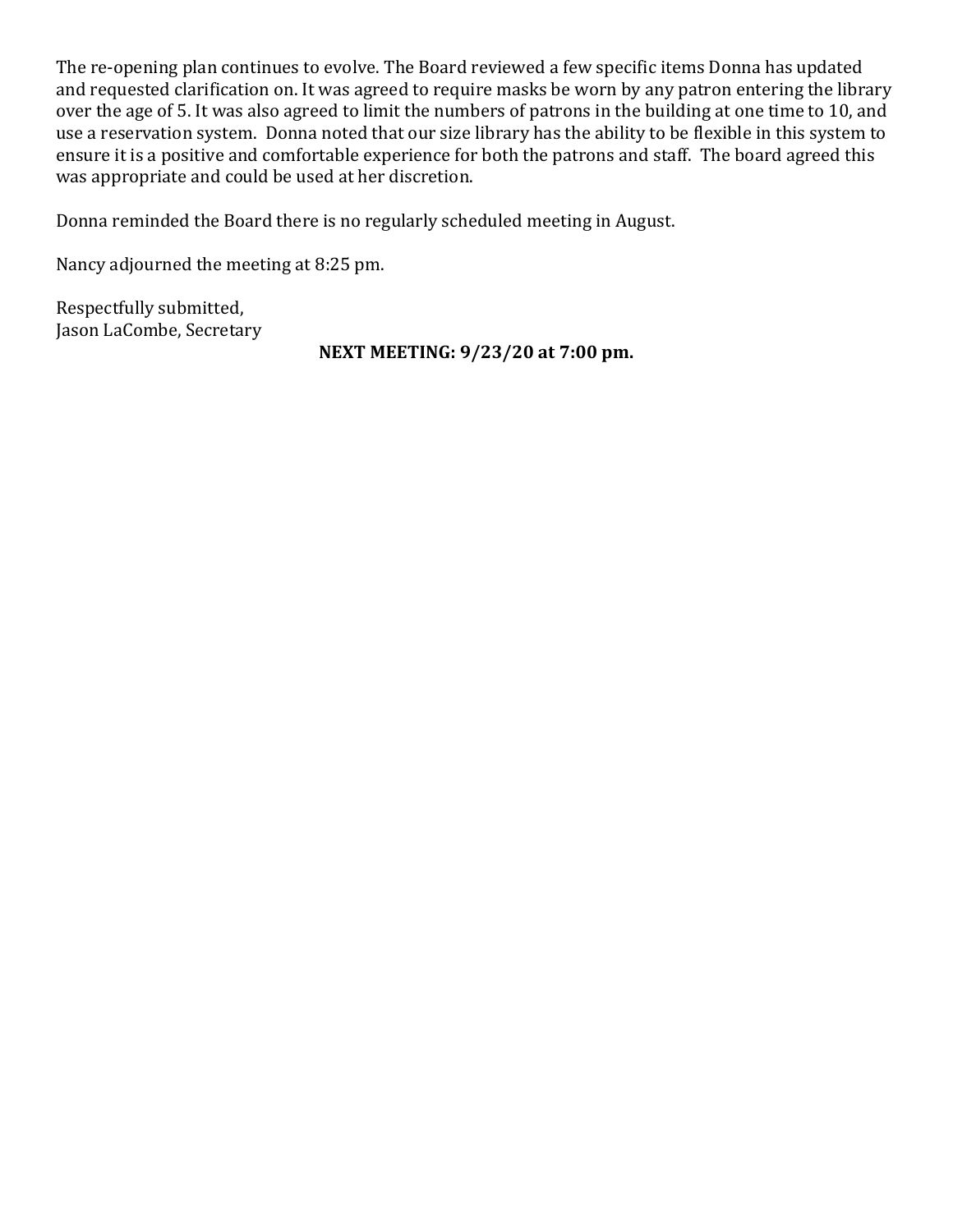The re-opening plan continues to evolve. The Board reviewed a few specific items Donna has updated and requested clarification on. It was agreed to require masks be worn by any patron entering the library over the age of 5. It was also agreed to limit the numbers of patrons in the building at one time to 10, and use a reservation system. Donna noted that our size library has the ability to be flexible in this system to ensure it is a positive and comfortable experience for both the patrons and staff. The board agreed this was appropriate and could be used at her discretion.

Donna reminded the Board there is no regularly scheduled meeting in August.

Nancy adjourned the meeting at 8:25 pm.

Respectfully submitted,
Jason LaCombe, Secretary

**NEXT MEETING: 9/23/20 at 7:00 pm.**